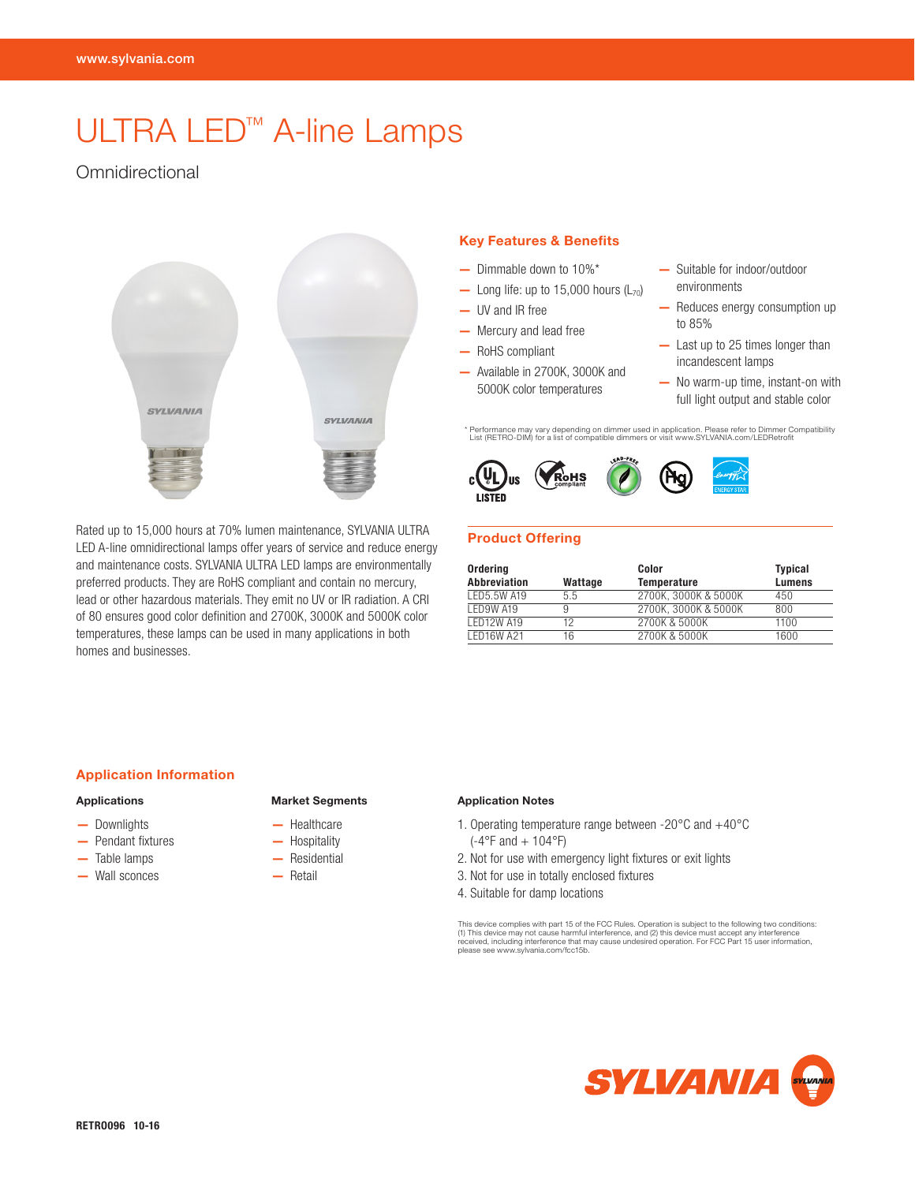www.sylvania.com

# ULTRA LED™ A-line Lamps

Omnidirectional

Rated up to 15,000 hours at 70% lumen maintenance, SYLVANIA ULTRA LED A-line omnidirectional lamps offer years of service and reduce energy and maintenance costs. SYLVANIA ULTRA LED lamps are environmentally preferred products. They are RoHS compliant and contain no mercury, lead or other hazardous materials. They emit no UV or IR radiation. A CRI of 80 ensures good color definition and 2700K, 3000K and 5000K color temperatures, these lamps can be used in many applications in both homes and businesses.

## Key Features & Benefits

- Dimmable down to 10%*
- Long life: up to 15,000 hours ($L_{70}$)
- UV and IR free
- Mercury and lead free
- RoHS compliant
- Available in 2700K, 3000K and 5000K color temperatures
- Suitable for indoor/outdoor environments
- Reduces energy consumption up to 85%
- Last up to 25 times longer than incandescent lamps
- No warm-up time, instant-on with full light output and stable color

\* Performance may vary depending on dimmer used in application. Please refer to Dimmer Compatibility List (RETRO-DIM) for a list of compatible dimmers or visit www.SYLVANIA.com/LEDRetrofit

## Product Offering

| Ordering Abbreviation | Wattage | Color Temperature | Typical Lumens |
|---|---|---|---|
| LED5.5W A19 | 5.5 | 2700K, 3000K & 5000K | 450 |
| LED9W A19 | 9 | 2700K, 3000K & 5000K | 800 |
| LED12W A19 | 12 | 2700K & 5000K | 1100 |
| LED16W A21 | 16 | 2700K & 5000K | 1600 |

## Application Information

### Applications

- Downlights
- Pendant fixtures
- Table lamps
- Wall sconces

### Market Segments

- Healthcare
- Hospitality
- Residential
- Retail

### Application Notes

1. Operating temperature range between -20°C and +40°C (-4°F and + 104°F)
2. Not for use with emergency light fixtures or exit lights
3. Not for use in totally enclosed fixtures
4. Suitable for damp locations

This device complies with part 15 of the FCC Rules. Operation is subject to the following two conditions: (1) This device may not cause harmful interference, and (2) this device must accept any interference received, including interference that may cause undesired operation. For FCC Part 15 user information, please see www.sylvania.com/fcc15b.

RETRO096 10-16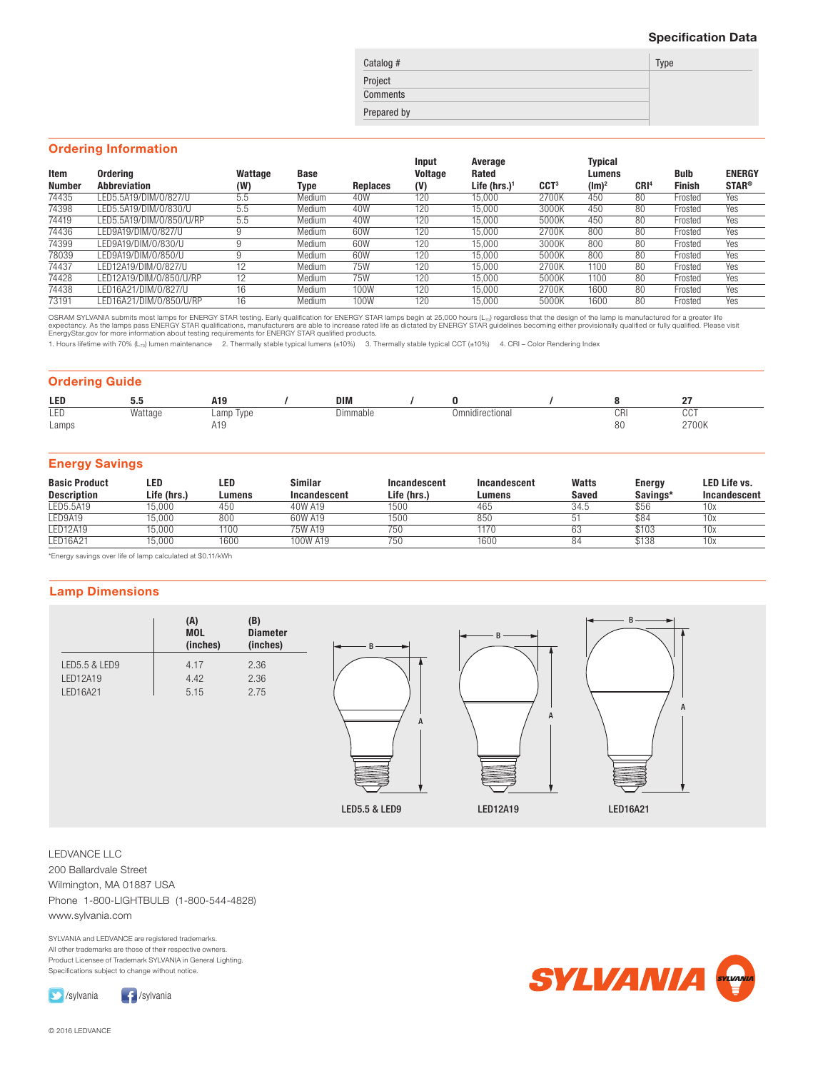## Specification Data

| Catalog # | Type |
|---|---|
| Project | |
| Comments | |
| Prepared by | |

## Ordering Information

| Item Number | Ordering Abbreviation | Wattage (W) | Base Type | Replaces | Input Voltage (V) | Average Rated Life (hrs.)[1] | CCT[3] | Typical Lumens (lm)[2] | CRI[4] | Bulb Finish | ENERGY STAR® |
|---|---|---|---|---|---|---|---|---|---|---|---|
| 74435 | LED5.5A19/DIM/O/827/U | 5.5 | Medium | 40W | 120 | 15,000 | 2700K | 450 | 80 | Frosted | Yes |
| 74398 | LED5.5A19/DIM/O/830/U | 5.5 | Medium | 40W | 120 | 15,000 | 3000K | 450 | 80 | Frosted | Yes |
| 74419 | LED5.5A19/DIM/O/850/U/RP | 5.5 | Medium | 40W | 120 | 15,000 | 5000K | 450 | 80 | Frosted | Yes |
| 74436 | LED9A19/DIM/O/827/U | 9 | Medium | 60W | 120 | 15,000 | 2700K | 800 | 80 | Frosted | Yes |
| 74399 | LED9A19/DIM/O/830/U | 9 | Medium | 60W | 120 | 15,000 | 3000K | 800 | 80 | Frosted | Yes |
| 78039 | LED9A19/DIM/O/850/U | 9 | Medium | 60W | 120 | 15,000 | 5000K | 800 | 80 | Frosted | Yes |
| 74437 | LED12A19/DIM/O/827/U | 12 | Medium | 75W | 120 | 15,000 | 2700K | 1100 | 80 | Frosted | Yes |
| 74428 | LED12A19/DIM/O/850/U/RP | 12 | Medium | 75W | 120 | 15,000 | 5000K | 1100 | 80 | Frosted | Yes |
| 74438 | LED16A21/DIM/O/827/U | 16 | Medium | 100W | 120 | 15,000 | 2700K | 1600 | 80 | Frosted | Yes |
| 73191 | LED16A21/DIM/O/850/U/RP | 16 | Medium | 100W | 120 | 15,000 | 5000K | 1600 | 80 | Frosted | Yes |

OSRAM SYLVANIA submits most lamps for ENERGY STAR testing. Early qualification for ENERGY STAR lamps begin at 25,000 hours ($L_{70}$) regardless that the design of the lamp is manufactured for a greater life expectancy. As the lamps pass ENERGY STAR qualifications, manufacturers are able to increase rated life as dictated by ENERGY STAR guidelines becoming either provisionally qualified or fully qualified. Please visit EnergyStar.gov for more information about testing requirements for ENERGY STAR qualified products.

1. Hours lifetime with 70% ($L_{70}$) lumen maintenance 2. Thermally stable typical lumens (±10%) 3. Thermally stable typical CCT (±10%) 4. CRI – Color Rendering Index

## Ordering Guide

| LED | 5.5 | A19 | / | DIM | / | O | / | 8 | 27 |
|---|---|---|---|---|---|---|---|---|---|
| LED Lamps | Wattage | Lamp Type A19 | | Dimmable | | Omnidirectional | | CRI 80 | CCT 2700K |

## Energy Savings

| Basic Product Description | LED Life (hrs.) | LED Lumens | Similar Incandescent | Incandescent Life (hrs.) | Incandescent Lumens | Watts Saved | Energy Savings* | LED Life vs. Incandescent |
|---|---|---|---|---|---|---|---|---|
| LED5.5A19 | 15,000 | 450 | 40W A19 | 1500 | 465 | 34.5 | $56 | 10x |
| LED9A19 | 15,000 | 800 | 60W A19 | 1500 | 850 | 51 | $84 | 10x |
| LED12A19 | 15,000 | 1100 | 75W A19 | 750 | 1170 | 63 | $103 | 10x |
| LED16A21 | 15,000 | 1600 | 100W A19 | 750 | 1600 | 84 | $138 | 10x |

*Energy savings over life of lamp calculated at $0.11/kWh

## Lamp Dimensions

| | (A) MOL (inches) | (B) Diameter (inches) |
|---|---|---|
| LED5.5 & LED9 | 4.17 | 2.36 |
| LED12A19 | 4.42 | 2.36 |
| LED16A21 | 5.15 | 2.75 |

B
A
LED5.5 & LED9

B
A
LED12A19

B
A
LED16A21

LEDVANCE LLC
200 Ballardvale Street
Wilmington, MA 01887 USA
Phone 1-800-LIGHTBULB (1-800-544-4828)
www.sylvania.com

SYLVANIA and LEDVANCE are registered trademarks.
All other trademarks are those of their respective owners.
Product Licensee of Trademark SYLVANIA in General Lighting.
Specifications subject to change without notice.

/sylvania /sylvania

SYLVANIA

© 2016 LEDVANCE